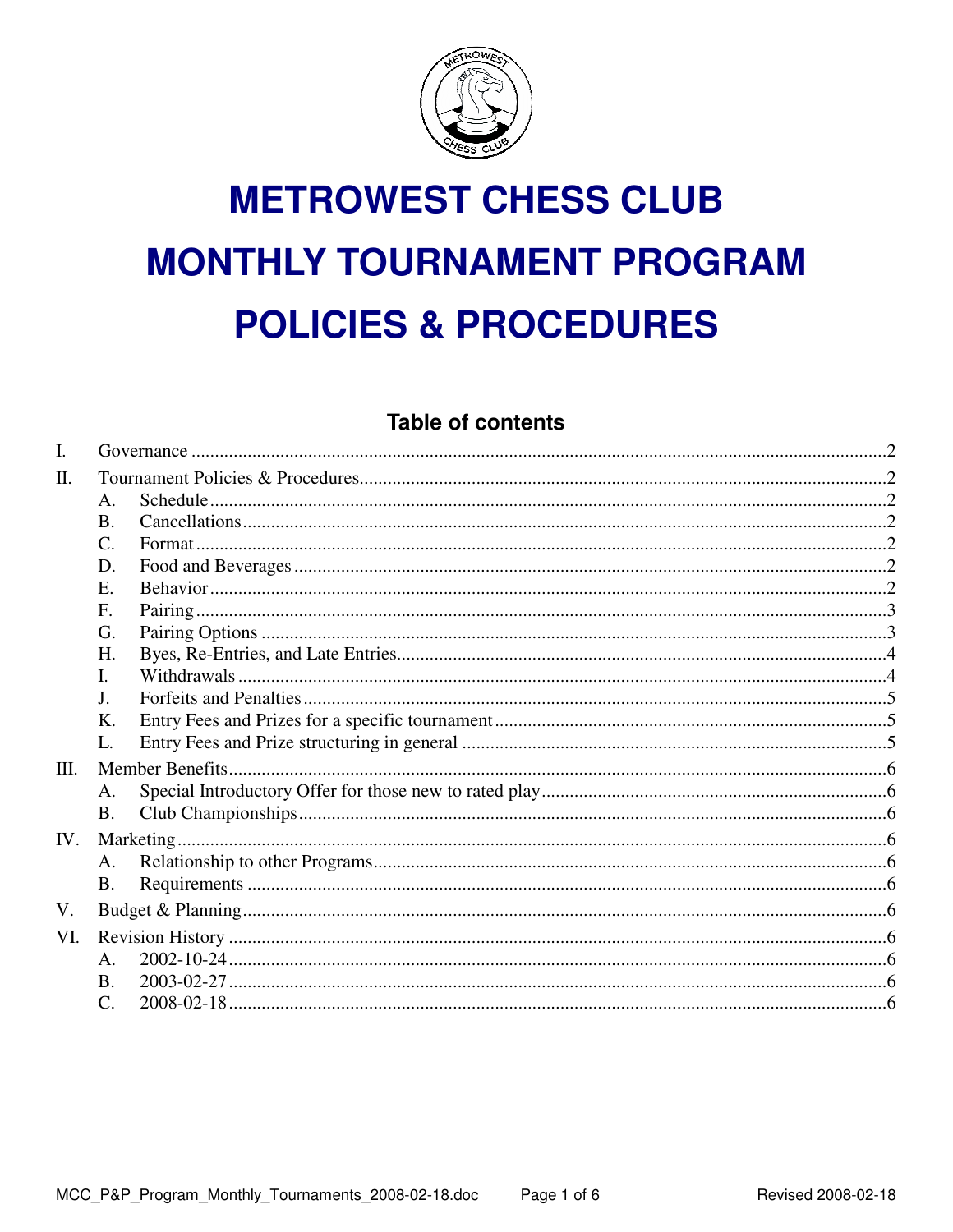# METROWEST CHESS CLUB
# MONTHLY TOURNAMENT PROGRAM
# POLICIES & PROCEDURES

## Table of contents

I. Governance ....................................................... 2

II. Tournament Policies & Procedures ....................................................... 2

- A. Schedule ....................................................... 2
- B. Cancellations ....................................................... 2
- C. Format ....................................................... 2
- D. Food and Beverages ....................................................... 2
- E. Behavior ....................................................... 2
- F. Pairing ....................................................... 3
- G. Pairing Options ....................................................... 3
- H. Byes, Re-Entries, and Late Entries ....................................................... 4
- I. Withdrawals ....................................................... 4
- J. Forfeits and Penalties ....................................................... 5
- K. Entry Fees and Prizes for a specific tournament ....................................................... 5
- L. Entry Fees and Prize structuring in general ....................................................... 5

III. Member Benefits ....................................................... 6

- A. Special Introductory Offer for those new to rated play ....................................................... 6
- B. Club Championships ....................................................... 6

IV. Marketing ....................................................... 6

- A. Relationship to other Programs ....................................................... 6
- B. Requirements ....................................................... 6

V. Budget & Planning ....................................................... 6

VI. Revision History ....................................................... 6

- A. 2002-10-24 ....................................................... 6
- B. 2003-02-27 ....................................................... 6
- C. 2008-02-18 ....................................................... 6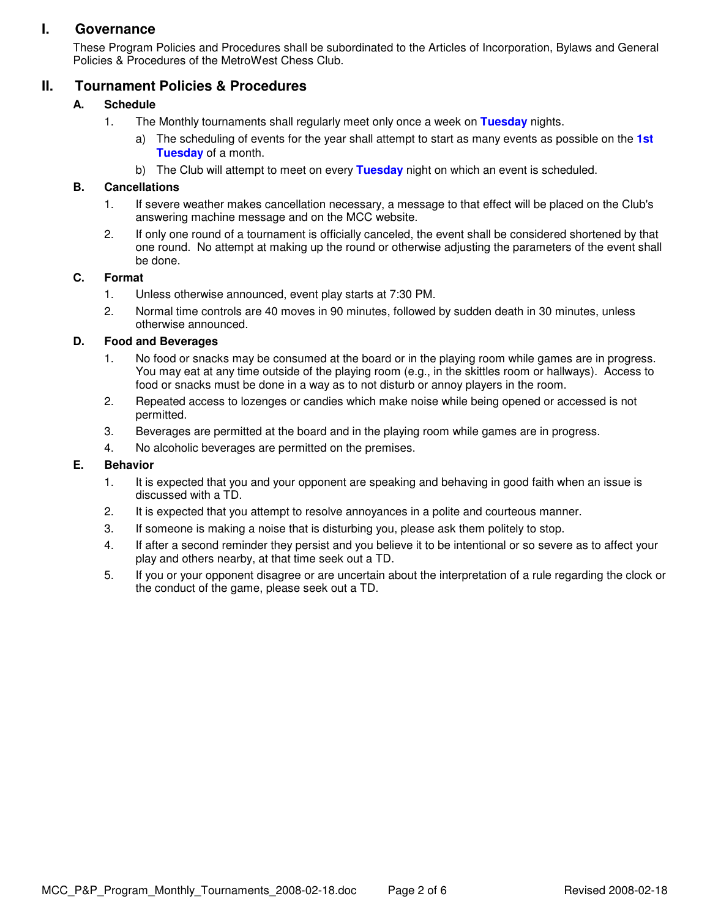# I. Governance

These Program Policies and Procedures shall be subordinated to the Articles of Incorporation, Bylaws and General Policies & Procedures of the MetroWest Chess Club.

# II. Tournament Policies & Procedures

## A. Schedule

1. The Monthly tournaments shall regularly meet only once a week on **Tuesday** nights.
   a) The scheduling of events for the year shall attempt to start as many events as possible on the **1st Tuesday** of a month.
   b) The Club will attempt to meet on every **Tuesday** night on which an event is scheduled.

## B. Cancellations

1. If severe weather makes cancellation necessary, a message to that effect will be placed on the Club's answering machine message and on the MCC website.
2. If only one round of a tournament is officially canceled, the event shall be considered shortened by that one round. No attempt at making up the round or otherwise adjusting the parameters of the event shall be done.

## C. Format

1. Unless otherwise announced, event play starts at 7:30 PM.
2. Normal time controls are 40 moves in 90 minutes, followed by sudden death in 30 minutes, unless otherwise announced.

## D. Food and Beverages

1. No food or snacks may be consumed at the board or in the playing room while games are in progress. You may eat at any time outside of the playing room (e.g., in the skittles room or hallways). Access to food or snacks must be done in a way as to not disturb or annoy players in the room.
2. Repeated access to lozenges or candies which make noise while being opened or accessed is not permitted.
3. Beverages are permitted at the board and in the playing room while games are in progress.
4. No alcoholic beverages are permitted on the premises.

## E. Behavior

1. It is expected that you and your opponent are speaking and behaving in good faith when an issue is discussed with a TD.
2. It is expected that you attempt to resolve annoyances in a polite and courteous manner.
3. If someone is making a noise that is disturbing you, please ask them politely to stop.
4. If after a second reminder they persist and you believe it to be intentional or so severe as to affect your play and others nearby, at that time seek out a TD.
5. If you or your opponent disagree or are uncertain about the interpretation of a rule regarding the clock or the conduct of the game, please seek out a TD.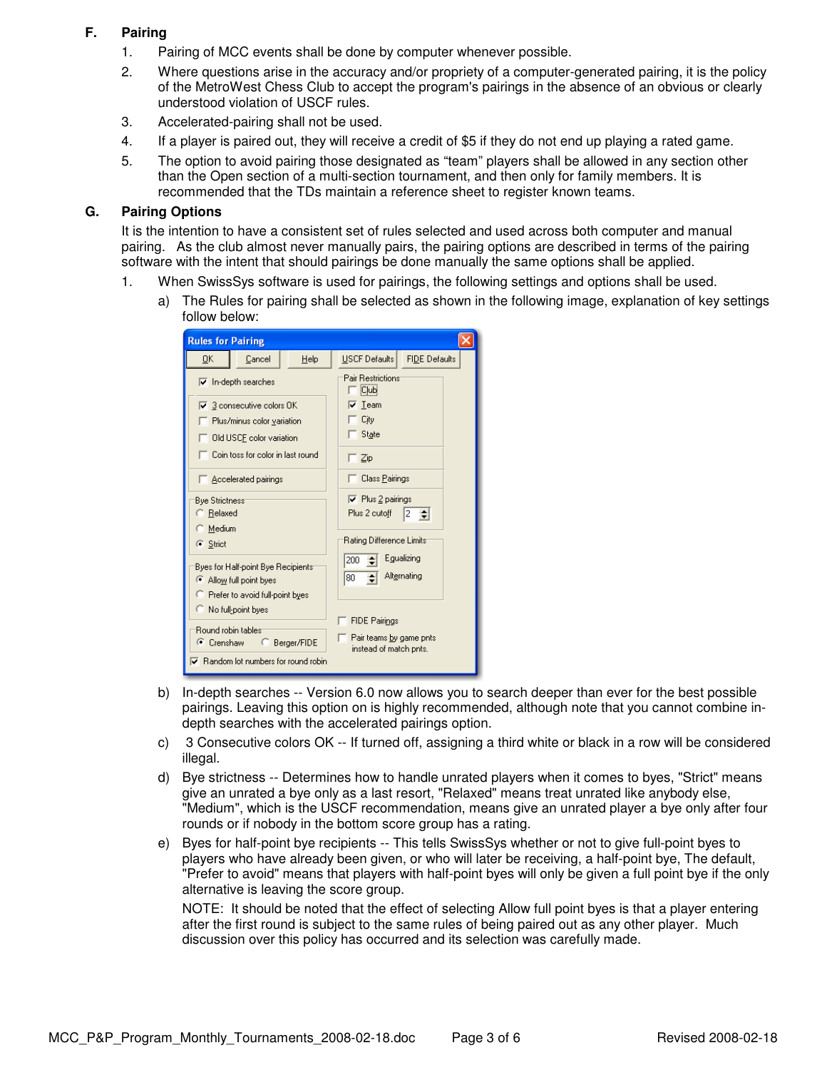## F. Pairing

1. Pairing of MCC events shall be done by computer whenever possible.
2. Where questions arise in the accuracy and/or propriety of a computer-generated pairing, it is the policy of the MetroWest Chess Club to accept the program's pairings in the absence of an obvious or clearly understood violation of USCF rules.
3. Accelerated-pairing shall not be used.
4. If a player is paired out, they will receive a credit of $5 if they do not end up playing a rated game.
5. The option to avoid pairing those designated as "team" players shall be allowed in any section other than the Open section of a multi-section tournament, and then only for family members. It is recommended that the TDs maintain a reference sheet to register known teams.

## G. Pairing Options

It is the intention to have a consistent set of rules selected and used across both computer and manual pairing. As the club almost never manually pairs, the pairing options are described in terms of the pairing software with the intent that should pairings be done manually the same options shall be applied.

1. When SwissSys software is used for pairings, the following settings and options shall be used.
   a) The Rules for pairing shall be selected as shown in the following image, explanation of key settings follow below:

   b) In-depth searches -- Version 6.0 now allows you to search deeper than ever for the best possible pairings. Leaving this option on is highly recommended, although note that you cannot combine in-depth searches with the accelerated pairings option.

   c) 3 Consecutive colors OK -- If turned off, assigning a third white or black in a row will be considered illegal.

   d) Bye strictness -- Determines how to handle unrated players when it comes to byes, "Strict" means give an unrated a bye only as a last resort, "Relaxed" means treat unrated like anybody else, "Medium", which is the USCF recommendation, means give an unrated player a bye only after four rounds or if nobody in the bottom score group has a rating.

   e) Byes for half-point bye recipients -- This tells SwissSys whether or not to give full-point byes to players who have already been given, or who will later be receiving, a half-point bye, The default, "Prefer to avoid" means that players with half-point byes will only be given a full point bye if the only alternative is leaving the score group.

   NOTE: It should be noted that the effect of selecting Allow full point byes is that a player entering after the first round is subject to the same rules of being paired out as any other player. Much discussion over this policy has occurred and its selection was carefully made.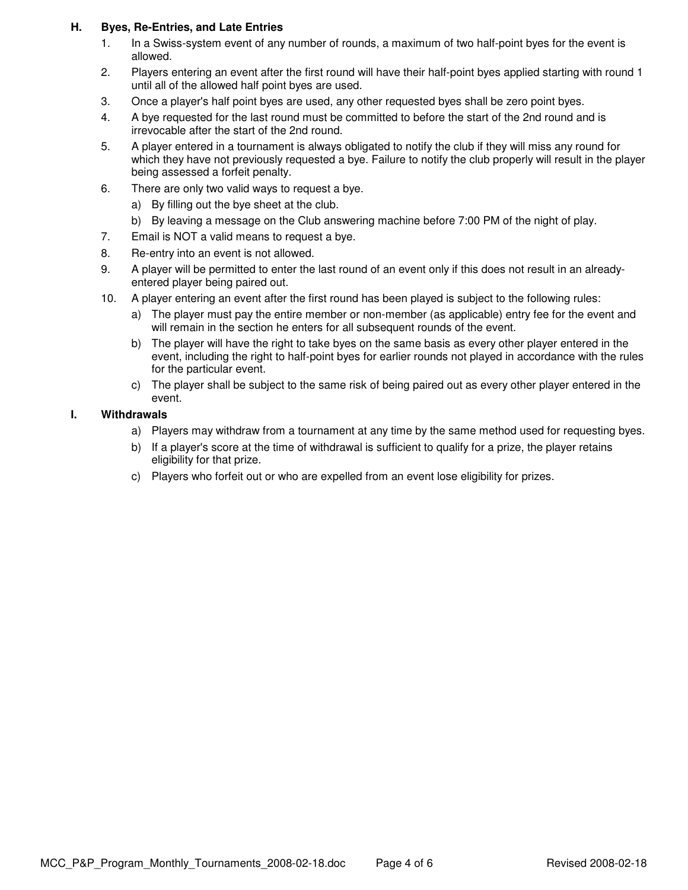## H. Byes, Re-Entries, and Late Entries

1. In a Swiss-system event of any number of rounds, a maximum of two half-point byes for the event is allowed.
2. Players entering an event after the first round will have their half-point byes applied starting with round 1 until all of the allowed half point byes are used.
3. Once a player's half point byes are used, any other requested byes shall be zero point byes.
4. A bye requested for the last round must be committed to before the start of the 2nd round and is irrevocable after the start of the 2nd round.
5. A player entered in a tournament is always obligated to notify the club if they will miss any round for which they have not previously requested a bye. Failure to notify the club properly will result in the player being assessed a forfeit penalty.
6. There are only two valid ways to request a bye.
   a) By filling out the bye sheet at the club.
   b) By leaving a message on the Club answering machine before 7:00 PM of the night of play.
7. Email is NOT a valid means to request a bye.
8. Re-entry into an event is not allowed.
9. A player will be permitted to enter the last round of an event only if this does not result in an already-entered player being paired out.
10. A player entering an event after the first round has been played is subject to the following rules:
    a) The player must pay the entire member or non-member (as applicable) entry fee for the event and will remain in the section he enters for all subsequent rounds of the event.
    b) The player will have the right to take byes on the same basis as every other player entered in the event, including the right to half-point byes for earlier rounds not played in accordance with the rules for the particular event.
    c) The player shall be subject to the same risk of being paired out as every other player entered in the event.

## I. Withdrawals

a) Players may withdraw from a tournament at any time by the same method used for requesting byes.
b) If a player's score at the time of withdrawal is sufficient to qualify for a prize, the player retains eligibility for that prize.
c) Players who forfeit out or who are expelled from an event lose eligibility for prizes.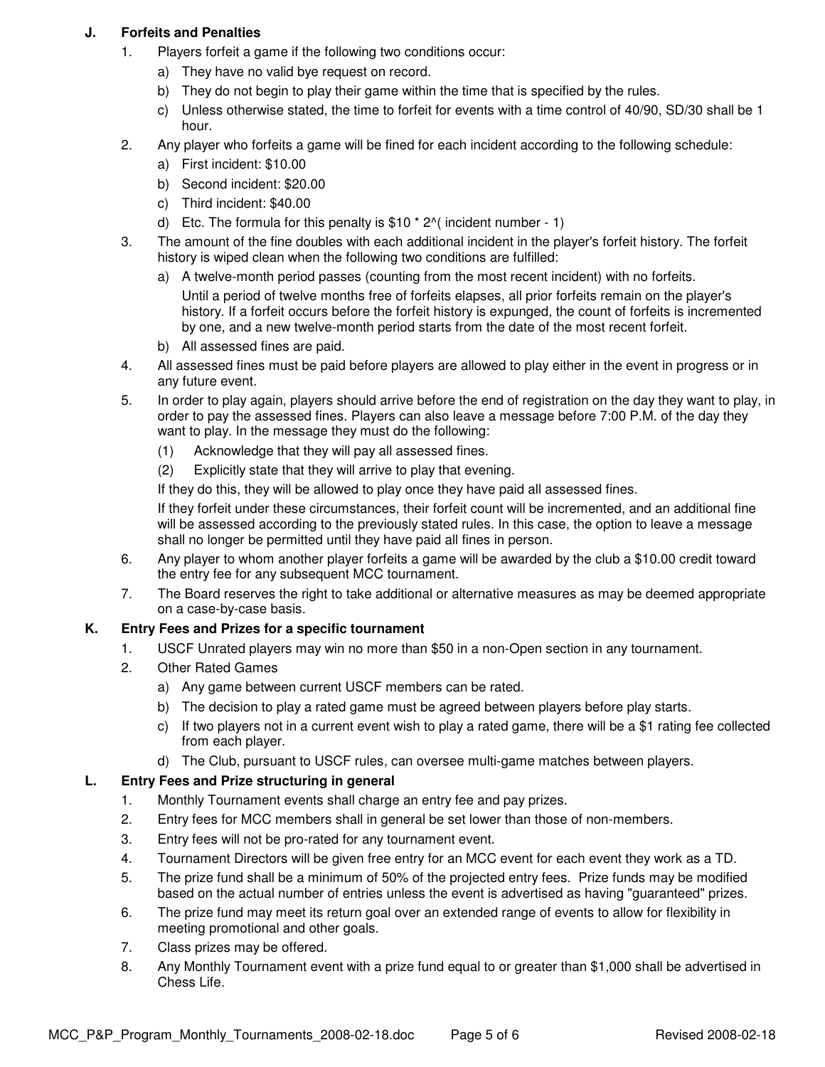## J. Forfeits and Penalties

1. Players forfeit a game if the following two conditions occur:
   a) They have no valid bye request on record.
   b) They do not begin to play their game within the time that is specified by the rules.
   c) Unless otherwise stated, the time to forfeit for events with a time control of 40/90, SD/30 shall be 1 hour.
2. Any player who forfeits a game will be fined for each incident according to the following schedule:
   a) First incident: $10.00
   b) Second incident: $20.00
   c) Third incident: $40.00
   d) Etc. The formula for this penalty is $10 * 2^( incident number - 1)
3. The amount of the fine doubles with each additional incident in the player's forfeit history. The forfeit history is wiped clean when the following two conditions are fulfilled:
   a) A twelve-month period passes (counting from the most recent incident) with no forfeits.

      Until a period of twelve months free of forfeits elapses, all prior forfeits remain on the player's history. If a forfeit occurs before the forfeit history is expunged, the count of forfeits is incremented by one, and a new twelve-month period starts from the date of the most recent forfeit.
   b) All assessed fines are paid.
4. All assessed fines must be paid before players are allowed to play either in the event in progress or in any future event.
5. In order to play again, players should arrive before the end of registration on the day they want to play, in order to pay the assessed fines. Players can also leave a message before 7:00 P.M. of the day they want to play. In the message they must do the following:

   (1) Acknowledge that they will pay all assessed fines.

   (2) Explicitly state that they will arrive to play that evening.

   If they do this, they will be allowed to play once they have paid all assessed fines.

   If they forfeit under these circumstances, their forfeit count will be incremented, and an additional fine will be assessed according to the previously stated rules. In this case, the option to leave a message shall no longer be permitted until they have paid all fines in person.
6. Any player to whom another player forfeits a game will be awarded by the club a $10.00 credit toward the entry fee for any subsequent MCC tournament.
7. The Board reserves the right to take additional or alternative measures as may be deemed appropriate on a case-by-case basis.

## K. Entry Fees and Prizes for a specific tournament

1. USCF Unrated players may win no more than $50 in a non-Open section in any tournament.
2. Other Rated Games
   a) Any game between current USCF members can be rated.
   b) The decision to play a rated game must be agreed between players before play starts.
   c) If two players not in a current event wish to play a rated game, there will be a $1 rating fee collected from each player.
   d) The Club, pursuant to USCF rules, can oversee multi-game matches between players.

## L. Entry Fees and Prize structuring in general

1. Monthly Tournament events shall charge an entry fee and pay prizes.
2. Entry fees for MCC members shall in general be set lower than those of non-members.
3. Entry fees will not be pro-rated for any tournament event.
4. Tournament Directors will be given free entry for an MCC event for each event they work as a TD.
5. The prize fund shall be a minimum of 50% of the projected entry fees. Prize funds may be modified based on the actual number of entries unless the event is advertised as having "guaranteed" prizes.
6. The prize fund may meet its return goal over an extended range of events to allow for flexibility in meeting promotional and other goals.
7. Class prizes may be offered.
8. Any Monthly Tournament event with a prize fund equal to or greater than $1,000 shall be advertised in Chess Life.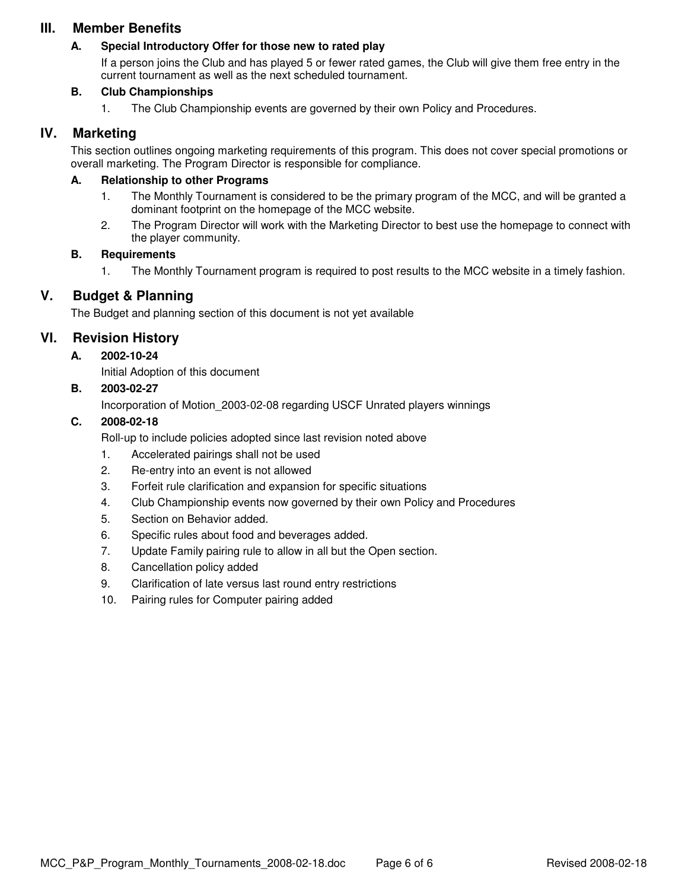## III. Member Benefits

### A. Special Introductory Offer for those new to rated play

If a person joins the Club and has played 5 or fewer rated games, the Club will give them free entry in the current tournament as well as the next scheduled tournament.

### B. Club Championships

1. The Club Championship events are governed by their own Policy and Procedures.

## IV. Marketing

This section outlines ongoing marketing requirements of this program. This does not cover special promotions or overall marketing. The Program Director is responsible for compliance.

### A. Relationship to other Programs

1. The Monthly Tournament is considered to be the primary program of the MCC, and will be granted a dominant footprint on the homepage of the MCC website.
2. The Program Director will work with the Marketing Director to best use the homepage to connect with the player community.

### B. Requirements

1. The Monthly Tournament program is required to post results to the MCC website in a timely fashion.

## V. Budget & Planning

The Budget and planning section of this document is not yet available

## VI. Revision History

### A. 2002-10-24

Initial Adoption of this document

### B. 2003-02-27

Incorporation of Motion_2003-02-08 regarding USCF Unrated players winnings

### C. 2008-02-18

Roll-up to include policies adopted since last revision noted above

1. Accelerated pairings shall not be used
2. Re-entry into an event is not allowed
3. Forfeit rule clarification and expansion for specific situations
4. Club Championship events now governed by their own Policy and Procedures
5. Section on Behavior added.
6. Specific rules about food and beverages added.
7. Update Family pairing rule to allow in all but the Open section.
8. Cancellation policy added
9. Clarification of late versus last round entry restrictions
10. Pairing rules for Computer pairing added